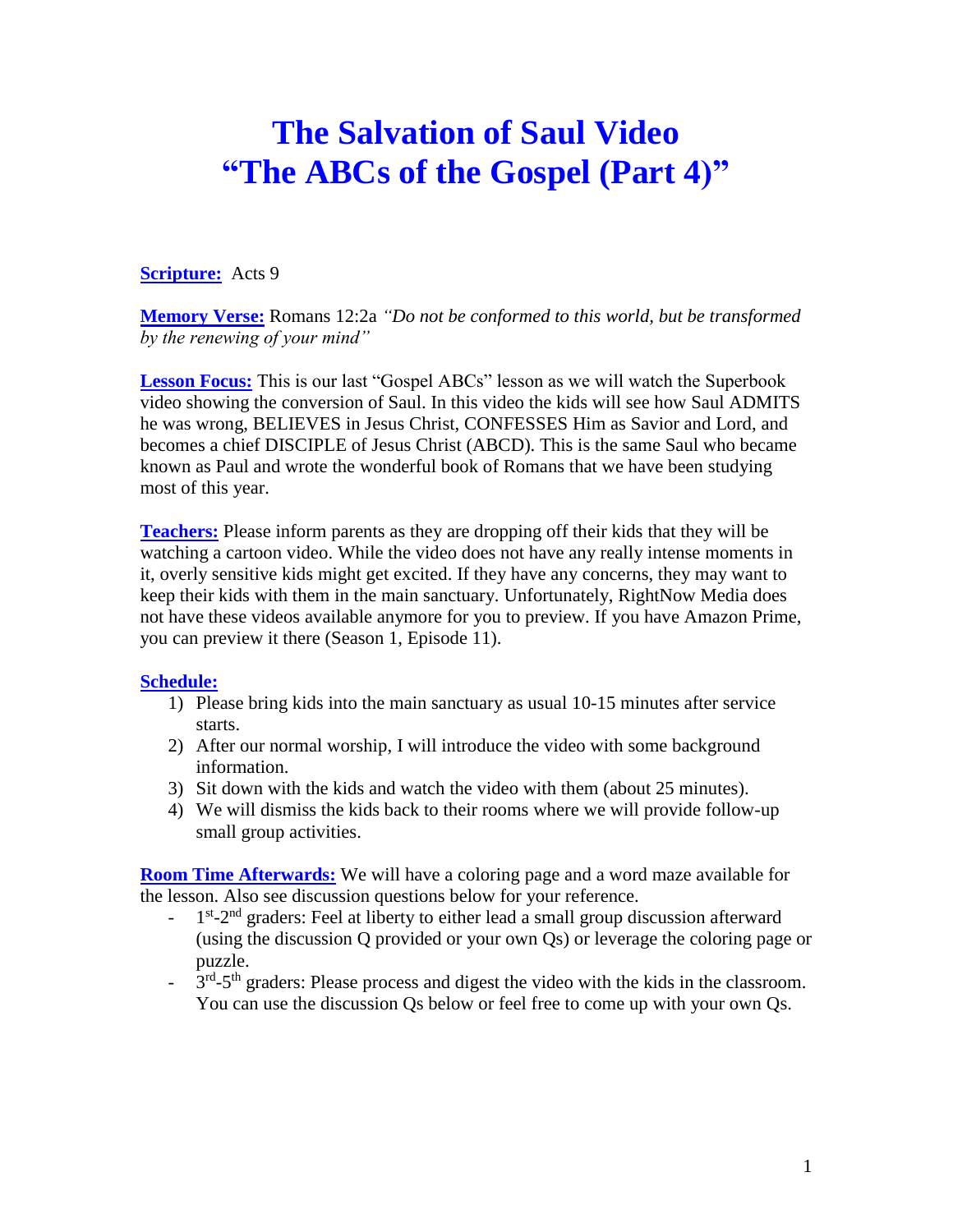# The Salvation of Saul Video
# "The ABCs of the Gospel (Part 4)"

**Scripture:** Acts 9

**Memory Verse:** Romans 12:2a *"Do not be conformed to this world, but be transformed by the renewing of your mind"*

**Lesson Focus:** This is our last "Gospel ABCs" lesson as we will watch the Superbook video showing the conversion of Saul. In this video the kids will see how Saul ADMITS he was wrong, BELIEVES in Jesus Christ, CONFESSES Him as Savior and Lord, and becomes a chief DISCIPLE of Jesus Christ (ABCD). This is the same Saul who became known as Paul and wrote the wonderful book of Romans that we have been studying most of this year.

**Teachers:** Please inform parents as they are dropping off their kids that they will be watching a cartoon video. While the video does not have any really intense moments in it, overly sensitive kids might get excited. If they have any concerns, they may want to keep their kids with them in the main sanctuary. Unfortunately, RightNow Media does not have these videos available anymore for you to preview. If you have Amazon Prime, you can preview it there (Season 1, Episode 11).

**Schedule:**

1) Please bring kids into the main sanctuary as usual 10-15 minutes after service starts.
2) After our normal worship, I will introduce the video with some background information.
3) Sit down with the kids and watch the video with them (about 25 minutes).
4) We will dismiss the kids back to their rooms where we will provide follow-up small group activities.

**Room Time Afterwards:** We will have a coloring page and a word maze available for the lesson. Also see discussion questions below for your reference.

- 1st-2nd graders: Feel at liberty to either lead a small group discussion afterward (using the discussion Q provided or your own Qs) or leverage the coloring page or puzzle.
- 3rd-5th graders: Please process and digest the video with the kids in the classroom. You can use the discussion Qs below or feel free to come up with your own Qs.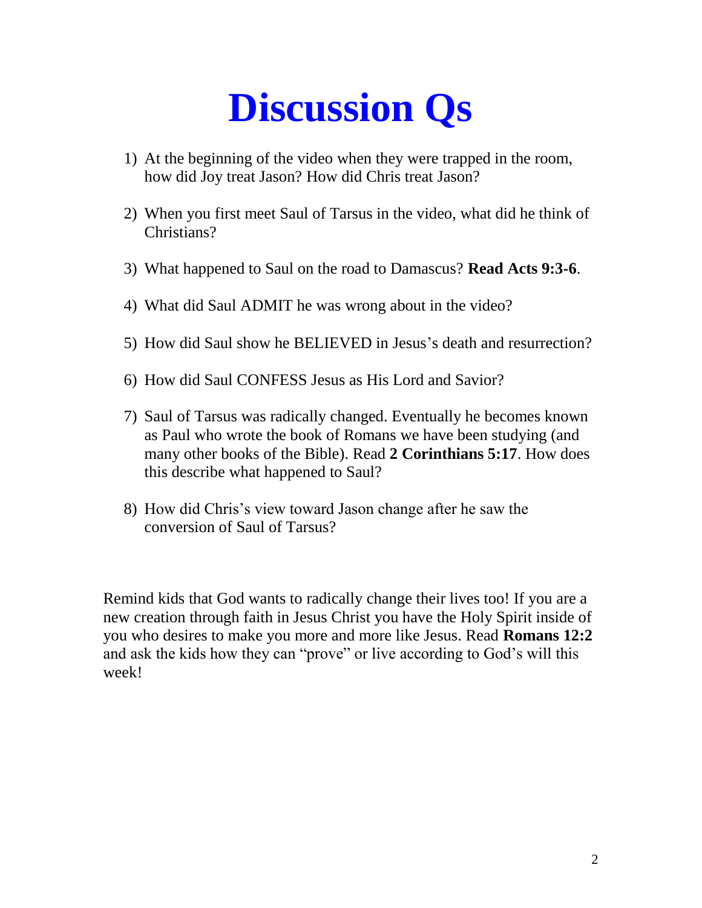# Discussion Qs

1) At the beginning of the video when they were trapped in the room, how did Joy treat Jason? How did Chris treat Jason?

2) When you first meet Saul of Tarsus in the video, what did he think of Christians?

3) What happened to Saul on the road to Damascus? **Read Acts 9:3-6**.

4) What did Saul ADMIT he was wrong about in the video?

5) How did Saul show he BELIEVED in Jesus's death and resurrection?

6) How did Saul CONFESS Jesus as His Lord and Savior?

7) Saul of Tarsus was radically changed. Eventually he becomes known as Paul who wrote the book of Romans we have been studying (and many other books of the Bible). Read **2 Corinthians 5:17**. How does this describe what happened to Saul?

8) How did Chris's view toward Jason change after he saw the conversion of Saul of Tarsus?

Remind kids that God wants to radically change their lives too! If you are a new creation through faith in Jesus Christ you have the Holy Spirit inside of you who desires to make you more and more like Jesus. Read **Romans 12:2** and ask the kids how they can "prove" or live according to God's will this week!